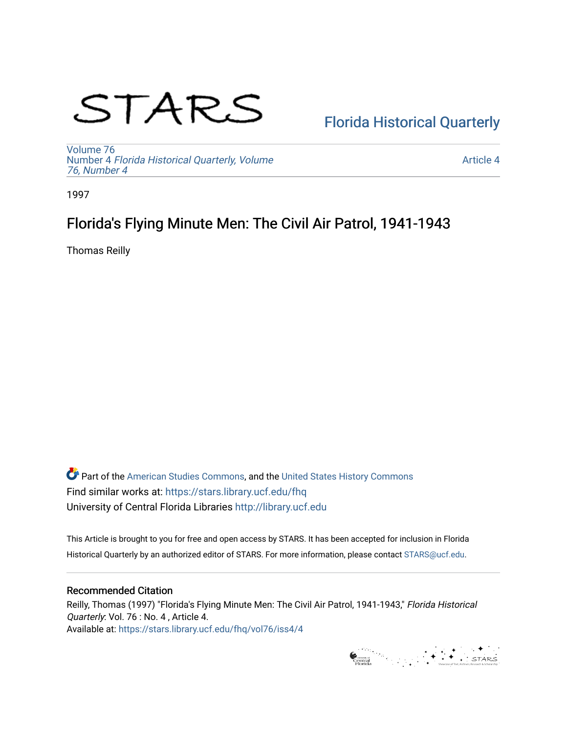# STARS

Florida Historical Quarterly

Volume 76
Number 4 *Florida Historical Quarterly, Volume 76, Number 4*

Article 4

1997

## Florida's Flying Minute Men: The Civil Air Patrol, 1941-1943

Thomas Reilly

Part of the American Studies Commons, and the United States History Commons
Find similar works at: https://stars.library.ucf.edu/fhq
University of Central Florida Libraries http://library.ucf.edu

This Article is brought to you for free and open access by STARS. It has been accepted for inclusion in Florida Historical Quarterly by an authorized editor of STARS. For more information, please contact STARS@ucf.edu.

### Recommended Citation

Reilly, Thomas (1997) "Florida's Flying Minute Men: The Civil Air Patrol, 1941-1943," *Florida Historical Quarterly*: Vol. 76 : No. 4 , Article 4.
Available at: https://stars.library.ucf.edu/fhq/vol76/iss4/4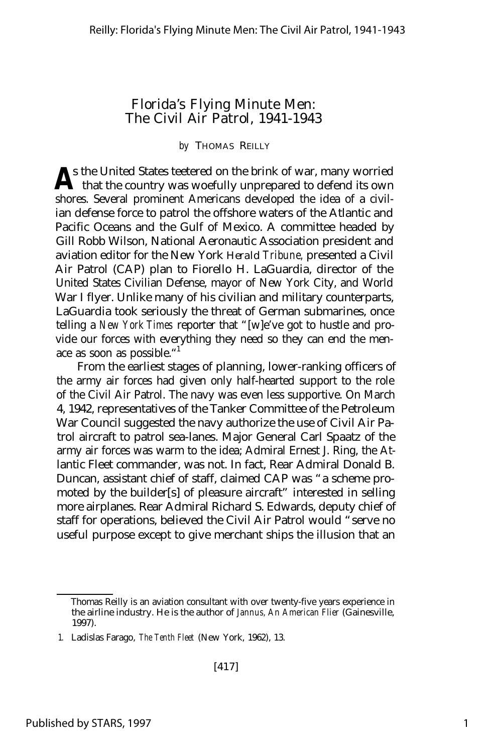# Florida's Flying Minute Men: The Civil Air Patrol, 1941-1943

*by* THOMAS REILLY

**A**s the United States teetered on the brink of war, many worried that the country was woefully unprepared to defend its own shores. Several prominent Americans developed the idea of a civilian defense force to patrol the offshore waters of the Atlantic and Pacific Oceans and the Gulf of Mexico. A committee headed by Gill Robb Wilson, National Aeronautic Association president and aviation editor for the New York *Herald Tribune*, presented a Civil Air Patrol (CAP) plan to Fiorello H. LaGuardia, director of the United States Civilian Defense, mayor of New York City, and World War I flyer. Unlike many of his civilian and military counterparts, LaGuardia took seriously the threat of German submarines, once telling a *New York Times* reporter that "[w]e've got to hustle and provide our forces with everything they need so they can end the menace as soon as possible."[1]

From the earliest stages of planning, lower-ranking officers of the army air forces had given only half-hearted support to the role of the Civil Air Patrol. The navy was even less supportive. On March 4, 1942, representatives of the Tanker Committee of the Petroleum War Council suggested the navy authorize the use of Civil Air Patrol aircraft to patrol sea-lanes. Major General Carl Spaatz of the army air forces was warm to the idea; Admiral Ernest J. Ring, the Atlantic Fleet commander, was not. In fact, Rear Admiral Donald B. Duncan, assistant chief of staff, claimed CAP was "a scheme promoted by the builder[s] of pleasure aircraft" interested in selling more airplanes. Rear Admiral Richard S. Edwards, deputy chief of staff for operations, believed the Civil Air Patrol would "serve no useful purpose except to give merchant ships the illusion that an

---

Thomas Reilly is an aviation consultant with over twenty-five years experience in the airline industry. He is the author of *Jannus, An American Flier* (Gainesville, 1997).

1. Ladislas Farago, *The Tenth Fleet* (New York, 1962), 13.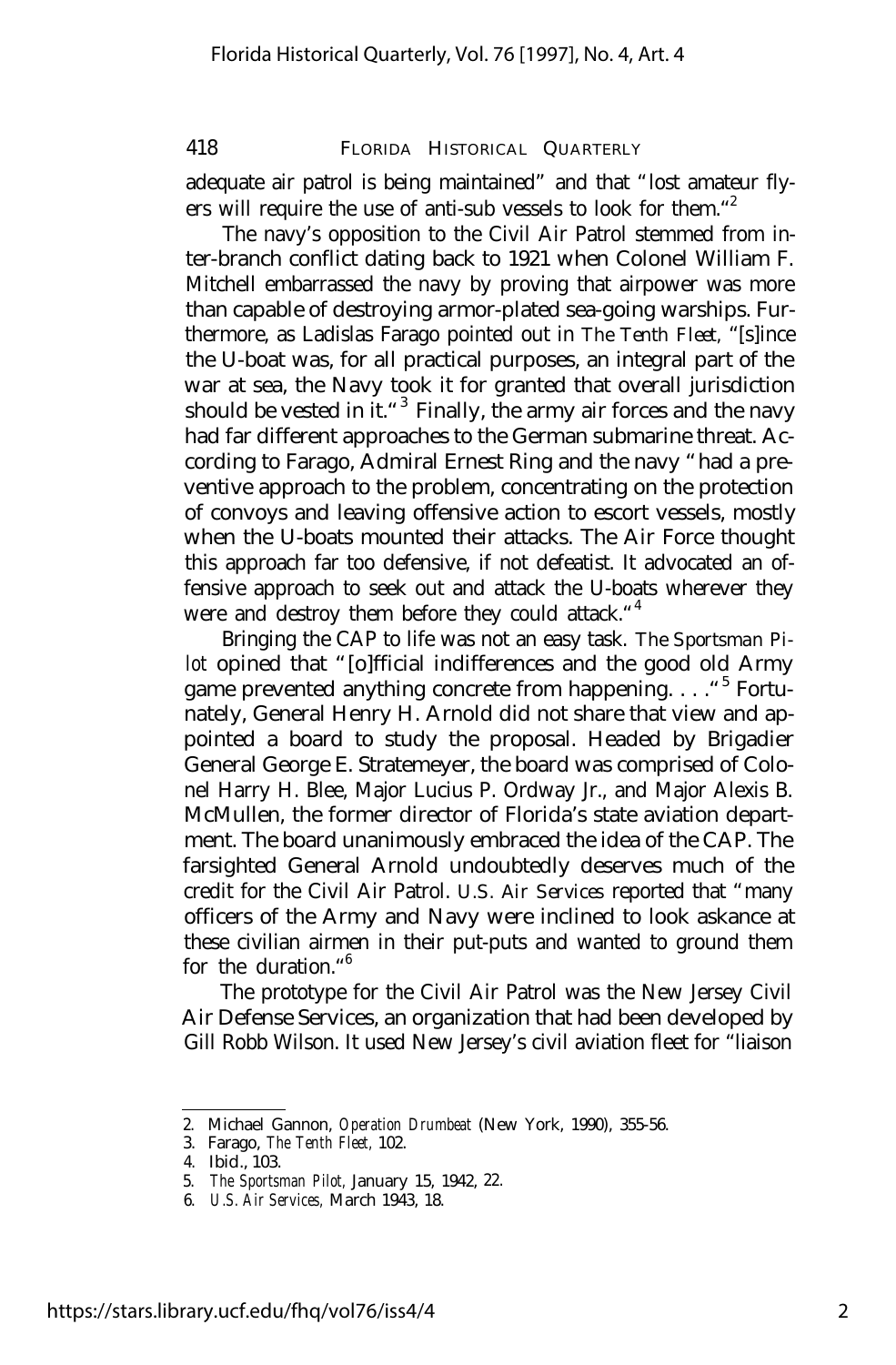adequate air patrol is being maintained" and that "lost amateur flyers will require the use of anti-sub vessels to look for them."[2]

The navy's opposition to the Civil Air Patrol stemmed from inter-branch conflict dating back to 1921 when Colonel William F. Mitchell embarrassed the navy by proving that airpower was more than capable of destroying armor-plated sea-going warships. Furthermore, as Ladislas Farago pointed out in *The Tenth Fleet*, "[s]ince the U-boat was, for all practical purposes, an integral part of the war at sea, the Navy took it for granted that overall jurisdiction should be vested in it."[3] Finally, the army air forces and the navy had far different approaches to the German submarine threat. According to Farago, Admiral Ernest Ring and the navy "had a preventive approach to the problem, concentrating on the protection of convoys and leaving offensive action to escort vessels, mostly when the U-boats mounted their attacks. The Air Force thought this approach far too defensive, if not defeatist. It advocated an offensive approach to seek out and attack the U-boats wherever they were and destroy them before they could attack."[4]

Bringing the CAP to life was not an easy task. *The Sportsman Pilot* opined that "[o]fficial indifferences and the good old Army game prevented anything concrete from happening. . . ."[5] Fortunately, General Henry H. Arnold did not share that view and appointed a board to study the proposal. Headed by Brigadier General George E. Stratemeyer, the board was comprised of Colonel Harry H. Blee, Major Lucius P. Ordway Jr., and Major Alexis B. McMullen, the former director of Florida's state aviation department. The board unanimously embraced the idea of the CAP. The farsighted General Arnold undoubtedly deserves much of the credit for the Civil Air Patrol. *U.S. Air Services* reported that "many officers of the Army and Navy were inclined to look askance at these civilian airmen in their put-puts and wanted to ground them for the duration."[6]

The prototype for the Civil Air Patrol was the New Jersey Civil Air Defense Services, an organization that had been developed by Gill Robb Wilson. It used New Jersey's civil aviation fleet for "liaison

---

2. Michael Gannon, *Operation Drumbeat* (New York, 1990), 355-56.
3. Farago, *The Tenth Fleet*, 102.
4. Ibid., 103.
5. *The Sportsman Pilot*, January 15, 1942, 22.
6. *U.S. Air Services*, March 1943, 18.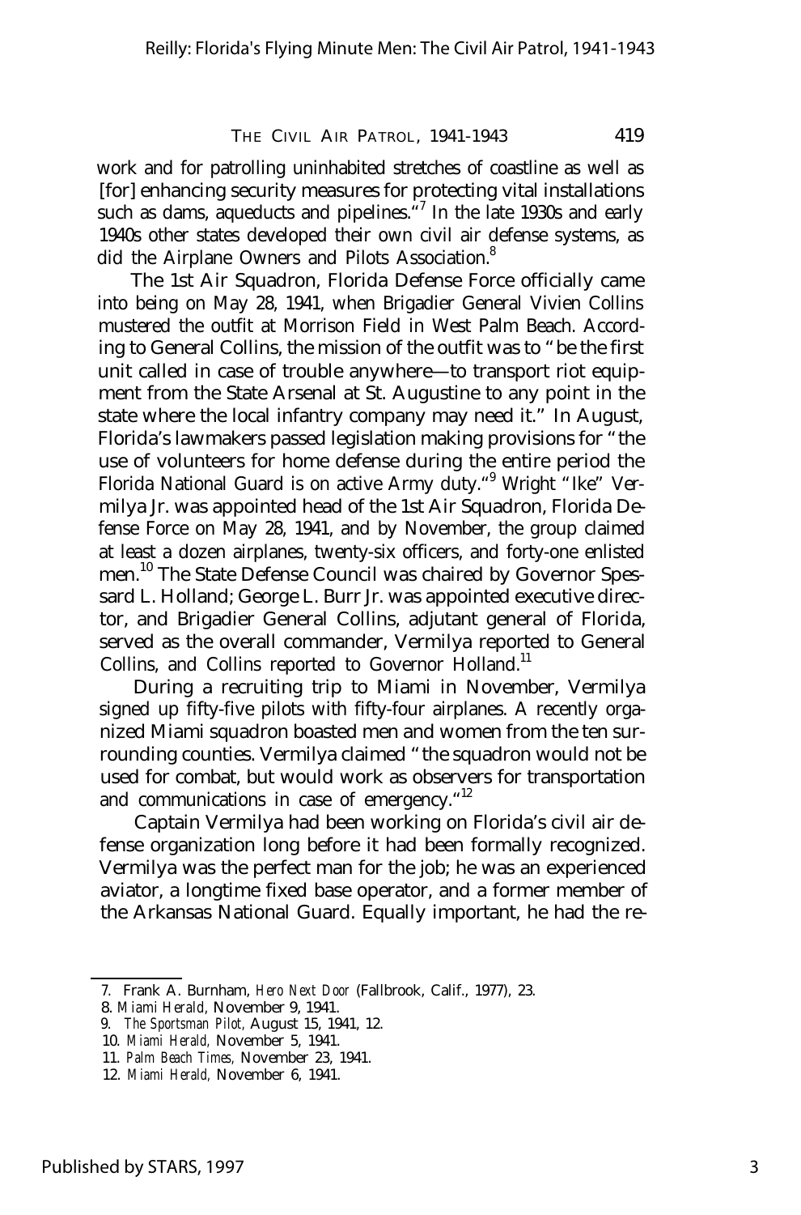work and for patrolling uninhabited stretches of coastline as well as [for] enhancing security measures for protecting vital installations such as dams, aqueducts and pipelines."[7] In the late 1930s and early 1940s other states developed their own civil air defense systems, as did the Airplane Owners and Pilots Association.[8]

The 1st Air Squadron, Florida Defense Force officially came into being on May 28, 1941, when Brigadier General Vivien Collins mustered the outfit at Morrison Field in West Palm Beach. According to General Collins, the mission of the outfit was to "be the first unit called in case of trouble anywhere—to transport riot equipment from the State Arsenal at St. Augustine to any point in the state where the local infantry company may need it." In August, Florida's lawmakers passed legislation making provisions for "the use of volunteers for home defense during the entire period the Florida National Guard is on active Army duty."[9] Wright "Ike" Vermilya Jr. was appointed head of the 1st Air Squadron, Florida Defense Force on May 28, 1941, and by November, the group claimed at least a dozen airplanes, twenty-six officers, and forty-one enlisted men.[10] The State Defense Council was chaired by Governor Spessard L. Holland; George L. Burr Jr. was appointed executive director, and Brigadier General Collins, adjutant general of Florida, served as the overall commander, Vermilya reported to General Collins, and Collins reported to Governor Holland.[11]

During a recruiting trip to Miami in November, Vermilya signed up fifty-five pilots with fifty-four airplanes. A recently organized Miami squadron boasted men and women from the ten surrounding counties. Vermilya claimed "the squadron would not be used for combat, but would work as observers for transportation and communications in case of emergency."[12]

Captain Vermilya had been working on Florida's civil air defense organization long before it had been formally recognized. Vermilya was the perfect man for the job; he was an experienced aviator, a longtime fixed base operator, and a former member of the Arkansas National Guard. Equally important, he had the re-

7. Frank A. Burnham, *Hero Next Door* (Fallbrook, Calif., 1977), 23.
8. *Miami Herald,* November 9, 1941.
9. *The Sportsman Pilot,* August 15, 1941, 12.
10. *Miami Herald,* November 5, 1941.
11. *Palm Beach Times,* November 23, 1941.
12. *Miami Herald,* November 6, 1941.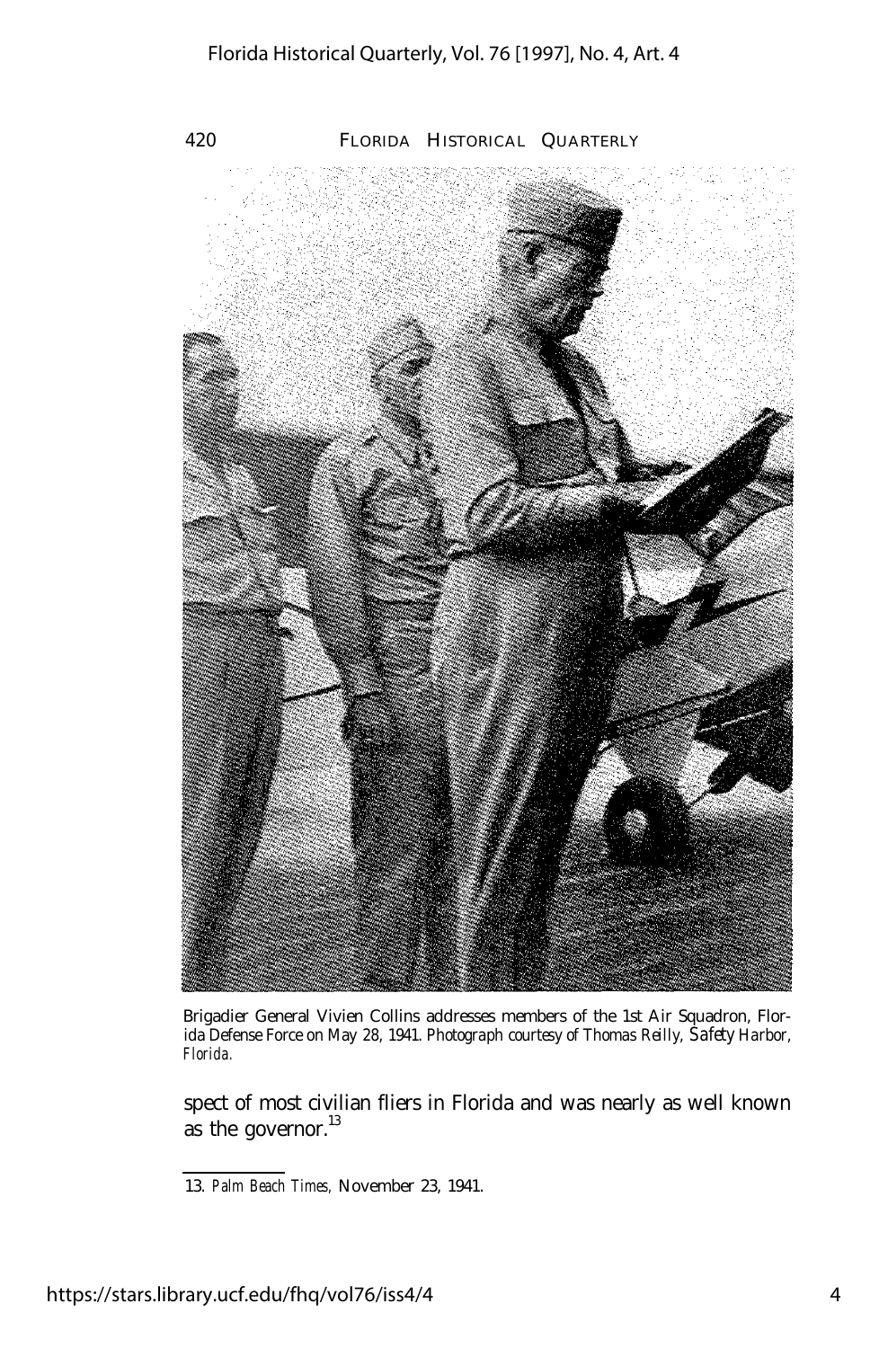Brigadier General Vivien Collins addresses members of the 1st Air Squadron, Florida Defense Force on May 28, 1941. *Photograph courtesy of Thomas Reilly, Safety Harbor, Florida.*

spect of most civilian fliers in Florida and was nearly as well known as the governor.[13]

13. *Palm Beach Times,* November 23, 1941.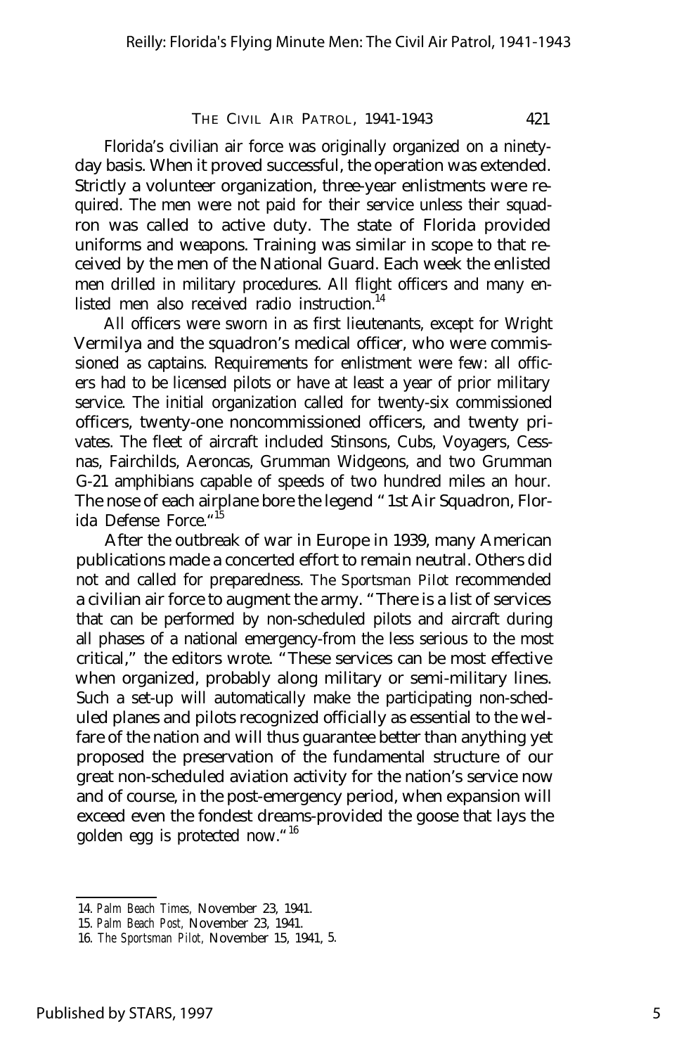Florida's civilian air force was originally organized on a ninety-day basis. When it proved successful, the operation was extended. Strictly a volunteer organization, three-year enlistments were required. The men were not paid for their service unless their squadron was called to active duty. The state of Florida provided uniforms and weapons. Training was similar in scope to that received by the men of the National Guard. Each week the enlisted men drilled in military procedures. All flight officers and many enlisted men also received radio instruction.[14]

All officers were sworn in as first lieutenants, except for Wright Vermilya and the squadron's medical officer, who were commissioned as captains. Requirements for enlistment were few: all officers had to be licensed pilots or have at least a year of prior military service. The initial organization called for twenty-six commissioned officers, twenty-one noncommissioned officers, and twenty privates. The fleet of aircraft included Stinsons, Cubs, Voyagers, Cessnas, Fairchilds, Aeroncas, Grumman Widgeons, and two Grumman G-21 amphibians capable of speeds of two hundred miles an hour. The nose of each airplane bore the legend "1st Air Squadron, Florida Defense Force."[15]

After the outbreak of war in Europe in 1939, many American publications made a concerted effort to remain neutral. Others did not and called for preparedness. *The Sportsman Pilot* recommended a civilian air force to augment the army. "There is a list of services that can be performed by non-scheduled pilots and aircraft during all phases of a national emergency-from the less serious to the most critical," the editors wrote. "These services can be most effective when organized, probably along military or semi-military lines. Such a set-up will automatically make the participating non-scheduled planes and pilots recognized officially as essential to the welfare of the nation and will thus guarantee better than anything yet proposed the preservation of the fundamental structure of our great non-scheduled aviation activity for the nation's service now and of course, in the post-emergency period, when expansion will exceed even the fondest dreams-provided the goose that lays the golden egg is protected now."[16]

---

14. *Palm Beach Times,* November 23, 1941.
15. *Palm Beach Post,* November 23, 1941.
16. *The Sportsman Pilot,* November 15, 1941, 5.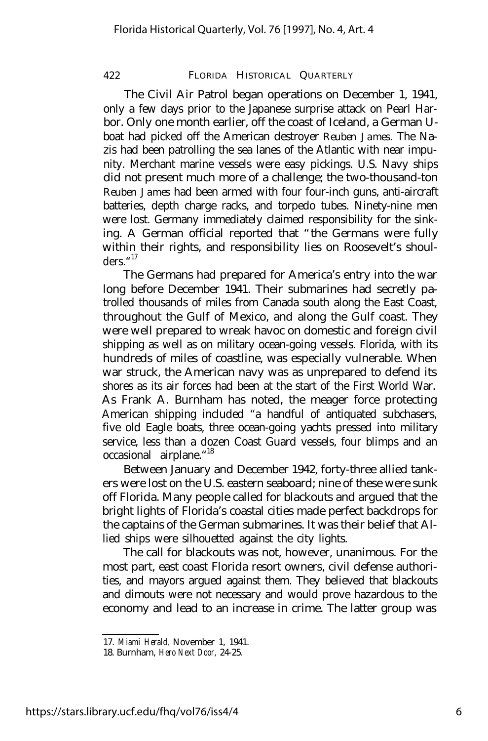The Civil Air Patrol began operations on December 1, 1941, only a few days prior to the Japanese surprise attack on Pearl Harbor. Only one month earlier, off the coast of Iceland, a German U-boat had picked off the American destroyer *Reuben James.* The Nazis had been patrolling the sea lanes of the Atlantic with near impunity. Merchant marine vessels were easy pickings. U.S. Navy ships did not present much more of a challenge; the two-thousand-ton *Reuben James* had been armed with four four-inch guns, anti-aircraft batteries, depth charge racks, and torpedo tubes. Ninety-nine men were lost. Germany immediately claimed responsibility for the sinking. A German official reported that "the Germans were fully within their rights, and responsibility lies on Roosevelt's shoulders."[17]

The Germans had prepared for America's entry into the war long before December 1941. Their submarines had secretly patrolled thousands of miles from Canada south along the East Coast, throughout the Gulf of Mexico, and along the Gulf coast. They were well prepared to wreak havoc on domestic and foreign civil shipping as well as on military ocean-going vessels. Florida, with its hundreds of miles of coastline, was especially vulnerable. When war struck, the American navy was as unprepared to defend its shores as its air forces had been at the start of the First World War. As Frank A. Burnham has noted, the meager force protecting American shipping included "a handful of antiquated subchasers, five old Eagle boats, three ocean-going yachts pressed into military service, less than a dozen Coast Guard vessels, four blimps and an occasional airplane."[18]

Between January and December 1942, forty-three allied tankers were lost on the U.S. eastern seaboard; nine of these were sunk off Florida. Many people called for blackouts and argued that the bright lights of Florida's coastal cities made perfect backdrops for the captains of the German submarines. It was their belief that Allied ships were silhouetted against the city lights.

The call for blackouts was not, however, unanimous. For the most part, east coast Florida resort owners, civil defense authorities, and mayors argued against them. They believed that blackouts and dimouts were not necessary and would prove hazardous to the economy and lead to an increase in crime. The latter group was

---

17. *Miami Herald,* November 1, 1941.

18. Burnham, *Hero Next Door,* 24-25.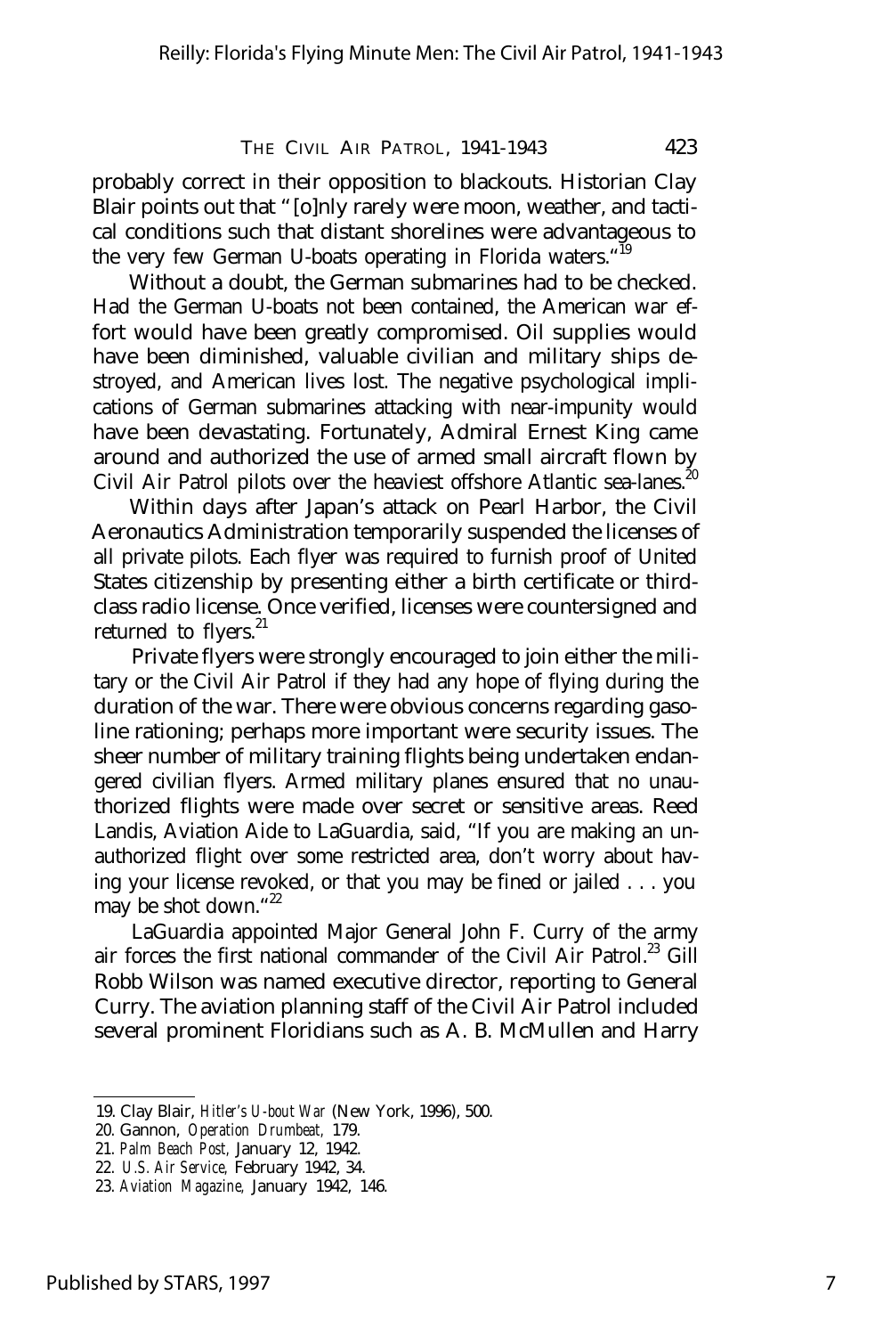probably correct in their opposition to blackouts. Historian Clay Blair points out that "[o]nly rarely were moon, weather, and tactical conditions such that distant shorelines were advantageous to the very few German U-boats operating in Florida waters."[19]

Without a doubt, the German submarines had to be checked. Had the German U-boats not been contained, the American war effort would have been greatly compromised. Oil supplies would have been diminished, valuable civilian and military ships destroyed, and American lives lost. The negative psychological implications of German submarines attacking with near-impunity would have been devastating. Fortunately, Admiral Ernest King came around and authorized the use of armed small aircraft flown by Civil Air Patrol pilots over the heaviest offshore Atlantic sea-lanes.[20]

Within days after Japan's attack on Pearl Harbor, the Civil Aeronautics Administration temporarily suspended the licenses of all private pilots. Each flyer was required to furnish proof of United States citizenship by presenting either a birth certificate or third-class radio license. Once verified, licenses were countersigned and returned to flyers.[21]

Private flyers were strongly encouraged to join either the military or the Civil Air Patrol if they had any hope of flying during the duration of the war. There were obvious concerns regarding gasoline rationing; perhaps more important were security issues. The sheer number of military training flights being undertaken endangered civilian flyers. Armed military planes ensured that no unauthorized flights were made over secret or sensitive areas. Reed Landis, Aviation Aide to LaGuardia, said, "If you are making an unauthorized flight over some restricted area, don't worry about having your license revoked, or that you may be fined or jailed . . . you may be shot down."[22]

LaGuardia appointed Major General John F. Curry of the army air forces the first national commander of the Civil Air Patrol.[23] Gill Robb Wilson was named executive director, reporting to General Curry. The aviation planning staff of the Civil Air Patrol included several prominent Floridians such as A. B. McMullen and Harry

19. Clay Blair, *Hitler's U-bout War* (New York, 1996), 500.
20. Gannon, *Operation Drumbeat,* 179.
21. *Palm Beach Post,* January 12, 1942.
22. *U.S. Air Service,* February 1942, 34.
23. *Aviation Magazine,* January 1942, 146.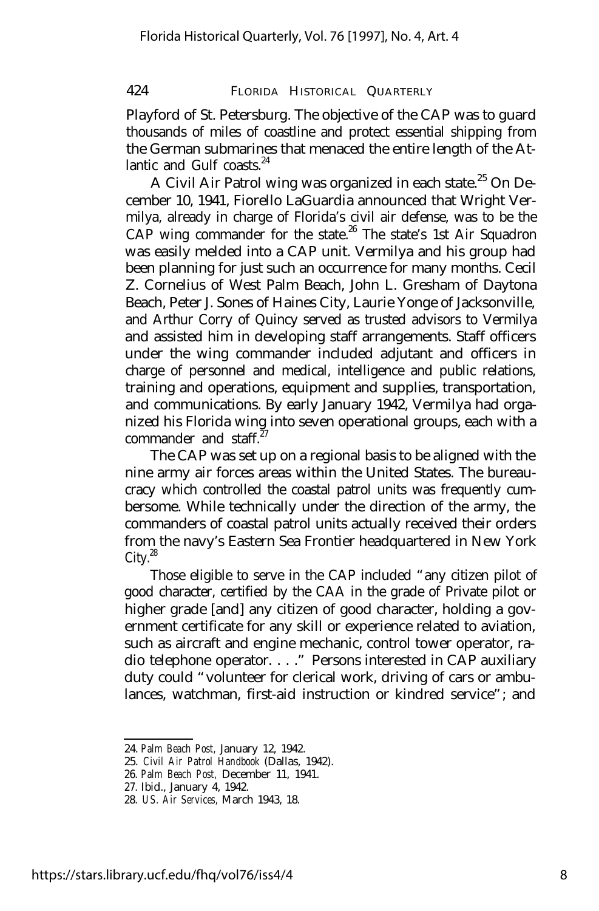Playford of St. Petersburg. The objective of the CAP was to guard thousands of miles of coastline and protect essential shipping from the German submarines that menaced the entire length of the Atlantic and Gulf coasts.[24]

A Civil Air Patrol wing was organized in each state.[25] On December 10, 1941, Fiorello LaGuardia announced that Wright Vermilya, already in charge of Florida's civil air defense, was to be the CAP wing commander for the state.[26] The state's 1st Air Squadron was easily melded into a CAP unit. Vermilya and his group had been planning for just such an occurrence for many months. Cecil Z. Cornelius of West Palm Beach, John L. Gresham of Daytona Beach, Peter J. Sones of Haines City, Laurie Yonge of Jacksonville, and Arthur Corry of Quincy served as trusted advisors to Vermilya and assisted him in developing staff arrangements. Staff officers under the wing commander included adjutant and officers in charge of personnel and medical, intelligence and public relations, training and operations, equipment and supplies, transportation, and communications. By early January 1942, Vermilya had organized his Florida wing into seven operational groups, each with a commander and staff.[27]

The CAP was set up on a regional basis to be aligned with the nine army air forces areas within the United States. The bureaucracy which controlled the coastal patrol units was frequently cumbersome. While technically under the direction of the army, the commanders of coastal patrol units actually received their orders from the navy's Eastern Sea Frontier headquartered in New York City.[28]

Those eligible to serve in the CAP included "any citizen pilot of good character, certified by the CAA in the grade of Private pilot or higher grade [and] any citizen of good character, holding a government certificate for any skill or experience related to aviation, such as aircraft and engine mechanic, control tower operator, radio telephone operator. . . ." Persons interested in CAP auxiliary duty could "volunteer for clerical work, driving of cars or ambulances, watchman, first-aid instruction or kindred service"; and

---

24. *Palm Beach Post,* January 12, 1942.
25. *Civil Air Patrol Handbook* (Dallas, 1942).
26. *Palm Beach Post,* December 11, 1941.
27. Ibid., January 4, 1942.
28. *US. Air Services,* March 1943, 18.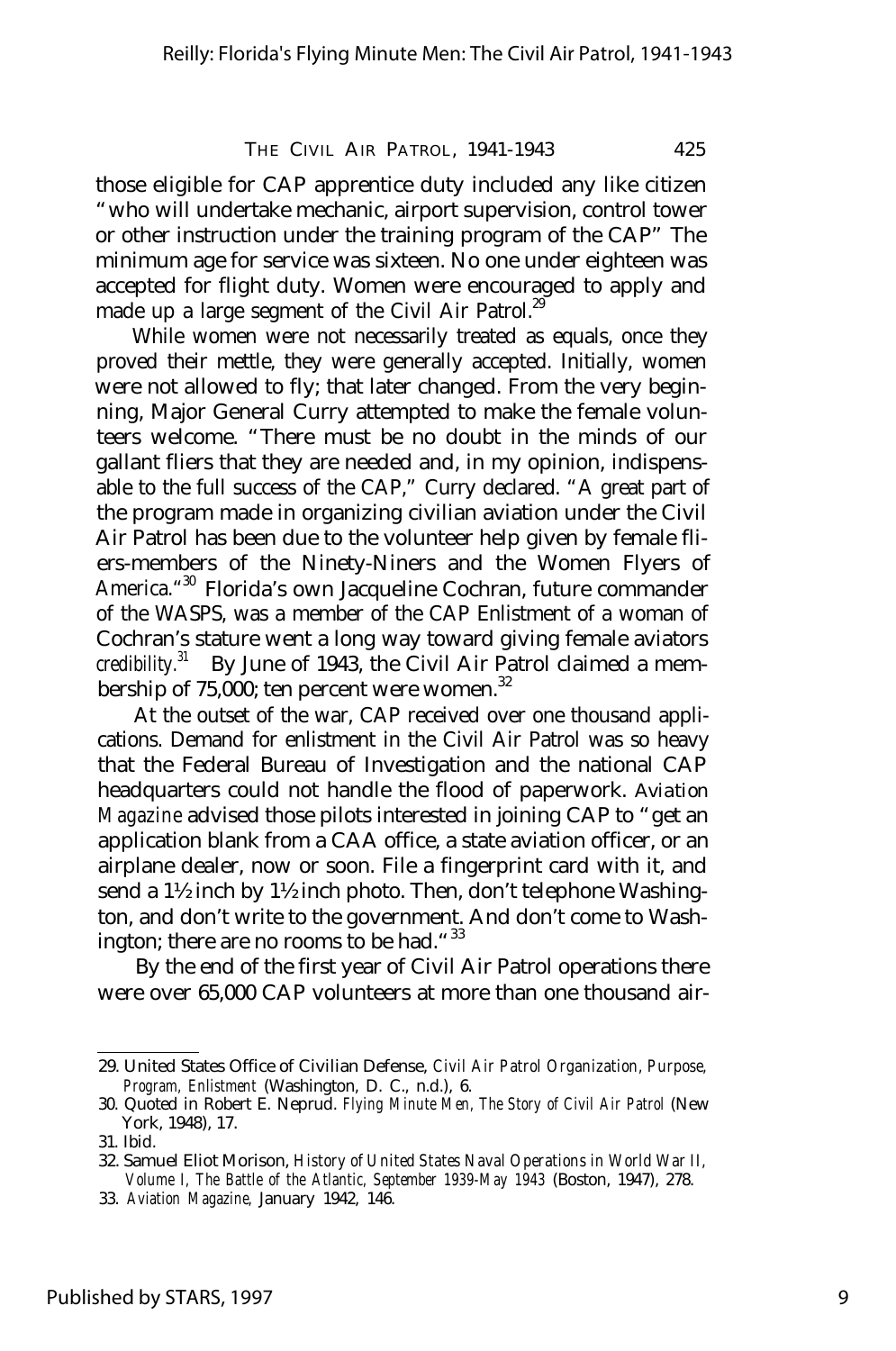those eligible for CAP apprentice duty included any like citizen "who will undertake mechanic, airport supervision, control tower or other instruction under the training program of the CAP" The minimum age for service was sixteen. No one under eighteen was accepted for flight duty. Women were encouraged to apply and made up a large segment of the Civil Air Patrol.[29]

While women were not necessarily treated as equals, once they proved their mettle, they were generally accepted. Initially, women were not allowed to fly; that later changed. From the very beginning, Major General Curry attempted to make the female volunteers welcome. "There must be no doubt in the minds of our gallant fliers that they are needed and, in my opinion, indispensable to the full success of the CAP," Curry declared. "A great part of the program made in organizing civilian aviation under the Civil Air Patrol has been due to the volunteer help given by female fliers-members of the Ninety-Niners and the Women Flyers of America."[30] Florida's own Jacqueline Cochran, future commander of the WASPS, was a member of the CAP Enlistment of a woman of Cochran's stature went a long way toward giving female aviators credibility.[31] By June of 1943, the Civil Air Patrol claimed a membership of 75,000; ten percent were women.[32]

At the outset of the war, CAP received over one thousand applications. Demand for enlistment in the Civil Air Patrol was so heavy that the Federal Bureau of Investigation and the national CAP headquarters could not handle the flood of paperwork. *Aviation Magazine* advised those pilots interested in joining CAP to "get an application blank from a CAA office, a state aviation officer, or an airplane dealer, now or soon. File a fingerprint card with it, and send a 1½ inch by 1½ inch photo. Then, don't telephone Washington, and don't write to the government. And don't come to Washington; there are no rooms to be had."[33]

By the end of the first year of Civil Air Patrol operations there were over 65,000 CAP volunteers at more than one thousand air-

---

29. United States Office of Civilian Defense, *Civil Air Patrol Organization, Purpose, Program, Enlistment* (Washington, D. C., n.d.), 6.
30. Quoted in Robert E. Neprud. *Flying Minute Men, The Story of Civil Air Patrol* (New York, 1948), 17.
31. Ibid.
32. Samuel Eliot Morison, *History of United States Naval Operations in World War II, Volume I, The Battle of the Atlantic, September 1939-May 1943* (Boston, 1947), 278.
33. *Aviation Magazine,* January 1942, 146.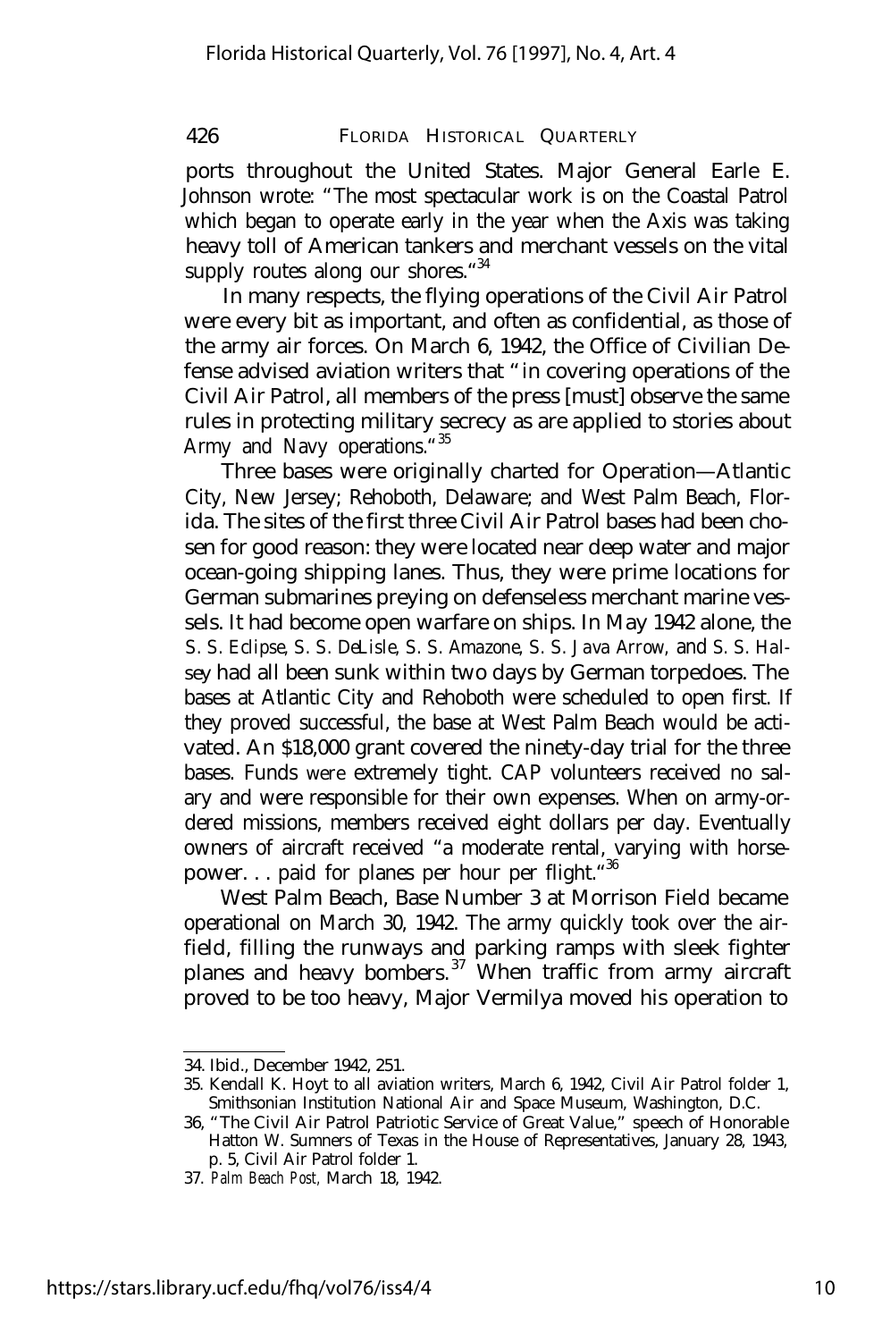ports throughout the United States. Major General Earle E. Johnson wrote: "The most spectacular work is on the Coastal Patrol which began to operate early in the year when the Axis was taking heavy toll of American tankers and merchant vessels on the vital supply routes along our shores."[34]

In many respects, the flying operations of the Civil Air Patrol were every bit as important, and often as confidential, as those of the army air forces. On March 6, 1942, the Office of Civilian Defense advised aviation writers that "in covering operations of the Civil Air Patrol, all members of the press [must] observe the same rules in protecting military secrecy as are applied to stories about Army and Navy operations."[35]

Three bases were originally charted for Operation—Atlantic City, New Jersey; Rehoboth, Delaware; and West Palm Beach, Florida. The sites of the first three Civil Air Patrol bases had been chosen for good reason: they were located near deep water and major ocean-going shipping lanes. Thus, they were prime locations for German submarines preying on defenseless merchant marine vessels. It had become open warfare on ships. In May 1942 alone, the *S. S. Eclipse*, *S. S. DeLisle*, *S. S. Amazone*, *S. S. Java Arrow*, and *S. S. Halsey* had all been sunk within two days by German torpedoes. The bases at Atlantic City and Rehoboth were scheduled to open first. If they proved successful, the base at West Palm Beach would be activated. An $18,000 grant covered the ninety-day trial for the three bases. Funds were extremely tight. CAP volunteers received no salary and were responsible for their own expenses. When on army-ordered missions, members received eight dollars per day. Eventually owners of aircraft received "a moderate rental, varying with horsepower. . . paid for planes per hour per flight."[36]

West Palm Beach, Base Number 3 at Morrison Field became operational on March 30, 1942. The army quickly took over the airfield, filling the runways and parking ramps with sleek fighter planes and heavy bombers.[37] When traffic from army aircraft proved to be too heavy, Major Vermilya moved his operation to

---

34. Ibid., December 1942, 251.
35. Kendall K. Hoyt to all aviation writers, March 6, 1942, Civil Air Patrol folder 1, Smithsonian Institution National Air and Space Museum, Washington, D.C.
36. "The Civil Air Patrol Patriotic Service of Great Value," speech of Honorable Hatton W. Sumners of Texas in the House of Representatives, January 28, 1943, p. 5, Civil Air Patrol folder 1.
37. *Palm Beach Post*, March 18, 1942.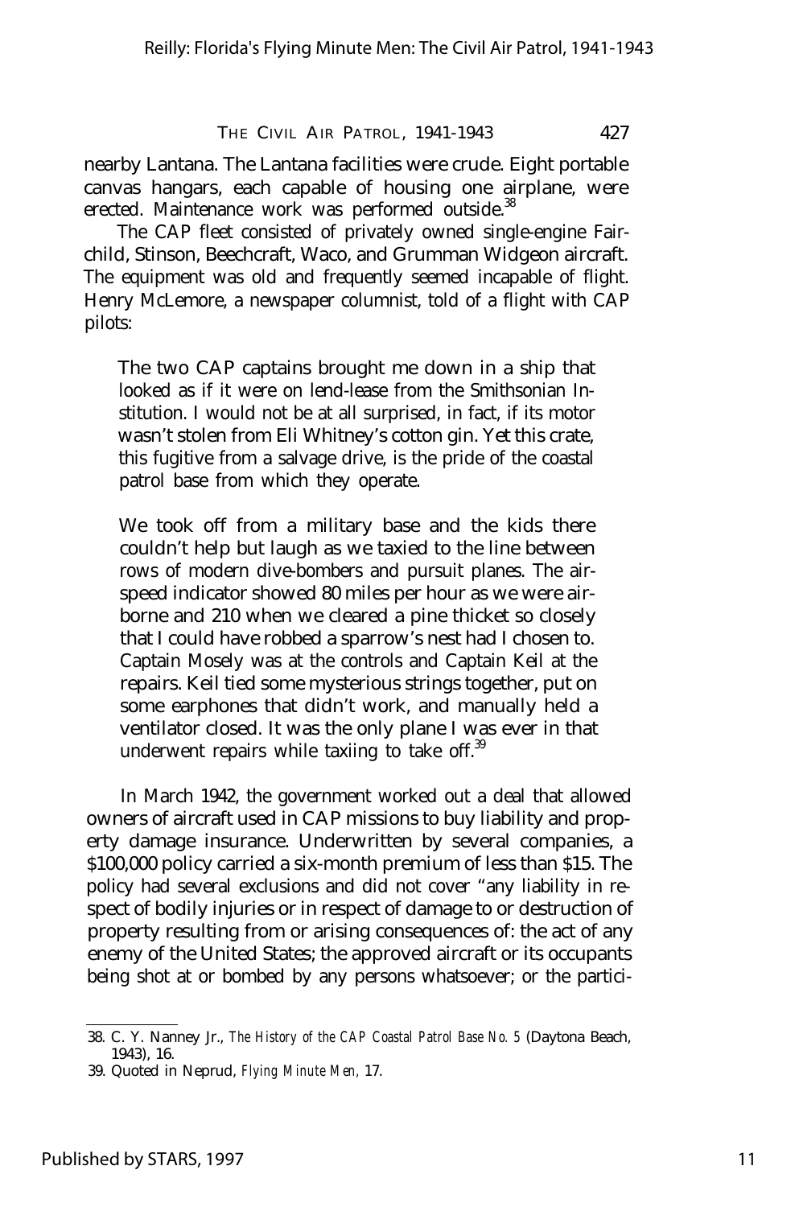nearby Lantana. The Lantana facilities were crude. Eight portable canvas hangars, each capable of housing one airplane, were erected. Maintenance work was performed outside.[38]

The CAP fleet consisted of privately owned single-engine Fairchild, Stinson, Beechcraft, Waco, and Grumman Widgeon aircraft. The equipment was old and frequently seemed incapable of flight. Henry McLemore, a newspaper columnist, told of a flight with CAP pilots:

> The two CAP captains brought me down in a ship that looked as if it were on lend-lease from the Smithsonian Institution. I would not be at all surprised, in fact, if its motor wasn't stolen from Eli Whitney's cotton gin. Yet this crate, this fugitive from a salvage drive, is the pride of the coastal patrol base from which they operate.
>
> We took off from a military base and the kids there couldn't help but laugh as we taxied to the line between rows of modern dive-bombers and pursuit planes. The airspeed indicator showed 80 miles per hour as we were airborne and 210 when we cleared a pine thicket so closely that I could have robbed a sparrow's nest had I chosen to. Captain Mosely was at the controls and Captain Keil at the repairs. Keil tied some mysterious strings together, put on some earphones that didn't work, and manually held a ventilator closed. It was the only plane I was ever in that underwent repairs while taxiing to take off.[39]

In March 1942, the government worked out a deal that allowed owners of aircraft used in CAP missions to buy liability and property damage insurance. Underwritten by several companies, a $100,000 policy carried a six-month premium of less than $15. The policy had several exclusions and did not cover "any liability in respect of bodily injuries or in respect of damage to or destruction of property resulting from or arising consequences of: the act of any enemy of the United States; the approved aircraft or its occupants being shot at or bombed by any persons whatsoever; or the partici-

---

38. C. Y. Nanney Jr., *The History of the CAP Coastal Patrol Base No. 5* (Daytona Beach, 1943), 16.
39. Quoted in Neprud, *Flying Minute Men,* 17.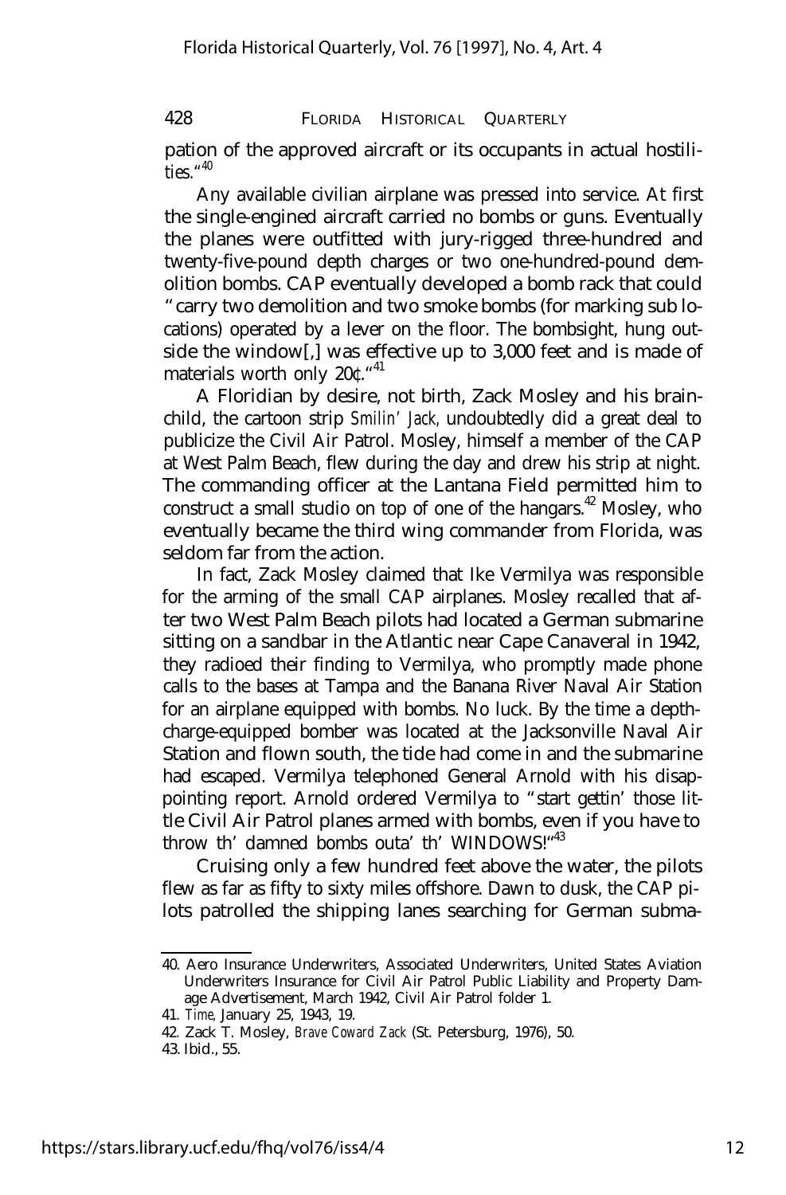pation of the approved aircraft or its occupants in actual hostilities."[40]

Any available civilian airplane was pressed into service. At first the single-engined aircraft carried no bombs or guns. Eventually the planes were outfitted with jury-rigged three-hundred and twenty-five-pound depth charges or two one-hundred-pound demolition bombs. CAP eventually developed a bomb rack that could "carry two demolition and two smoke bombs (for marking sub locations) operated by a lever on the floor. The bombsight, hung outside the window[,] was effective up to 3,000 feet and is made of materials worth only 20¢."[41]

A Floridian by desire, not birth, Zack Mosley and his brainchild, the cartoon strip *Smilin' Jack*, undoubtedly did a great deal to publicize the Civil Air Patrol. Mosley, himself a member of the CAP at West Palm Beach, flew during the day and drew his strip at night. The commanding officer at the Lantana Field permitted him to construct a small studio on top of one of the hangars.[42] Mosley, who eventually became the third wing commander from Florida, was seldom far from the action.

In fact, Zack Mosley claimed that Ike Vermilya was responsible for the arming of the small CAP airplanes. Mosley recalled that after two West Palm Beach pilots had located a German submarine sitting on a sandbar in the Atlantic near Cape Canaveral in 1942, they radioed their finding to Vermilya, who promptly made phone calls to the bases at Tampa and the Banana River Naval Air Station for an airplane equipped with bombs. No luck. By the time a depth-charge-equipped bomber was located at the Jacksonville Naval Air Station and flown south, the tide had come in and the submarine had escaped. Vermilya telephoned General Arnold with his disappointing report. Arnold ordered Vermilya to "start gettin' those little Civil Air Patrol planes armed with bombs, even if you have to throw th' damned bombs outa' th' WINDOWS!"[43]

Cruising only a few hundred feet above the water, the pilots flew as far as fifty to sixty miles offshore. Dawn to dusk, the CAP pilots patrolled the shipping lanes searching for German subma-

40. Aero Insurance Underwriters, Associated Underwriters, United States Aviation Underwriters Insurance for Civil Air Patrol Public Liability and Property Damage Advertisement, March 1942, Civil Air Patrol folder 1.

41. *Time*, January 25, 1943, 19.

42. Zack T. Mosley, *Brave Coward Zack* (St. Petersburg, 1976), 50.

43. Ibid., 55.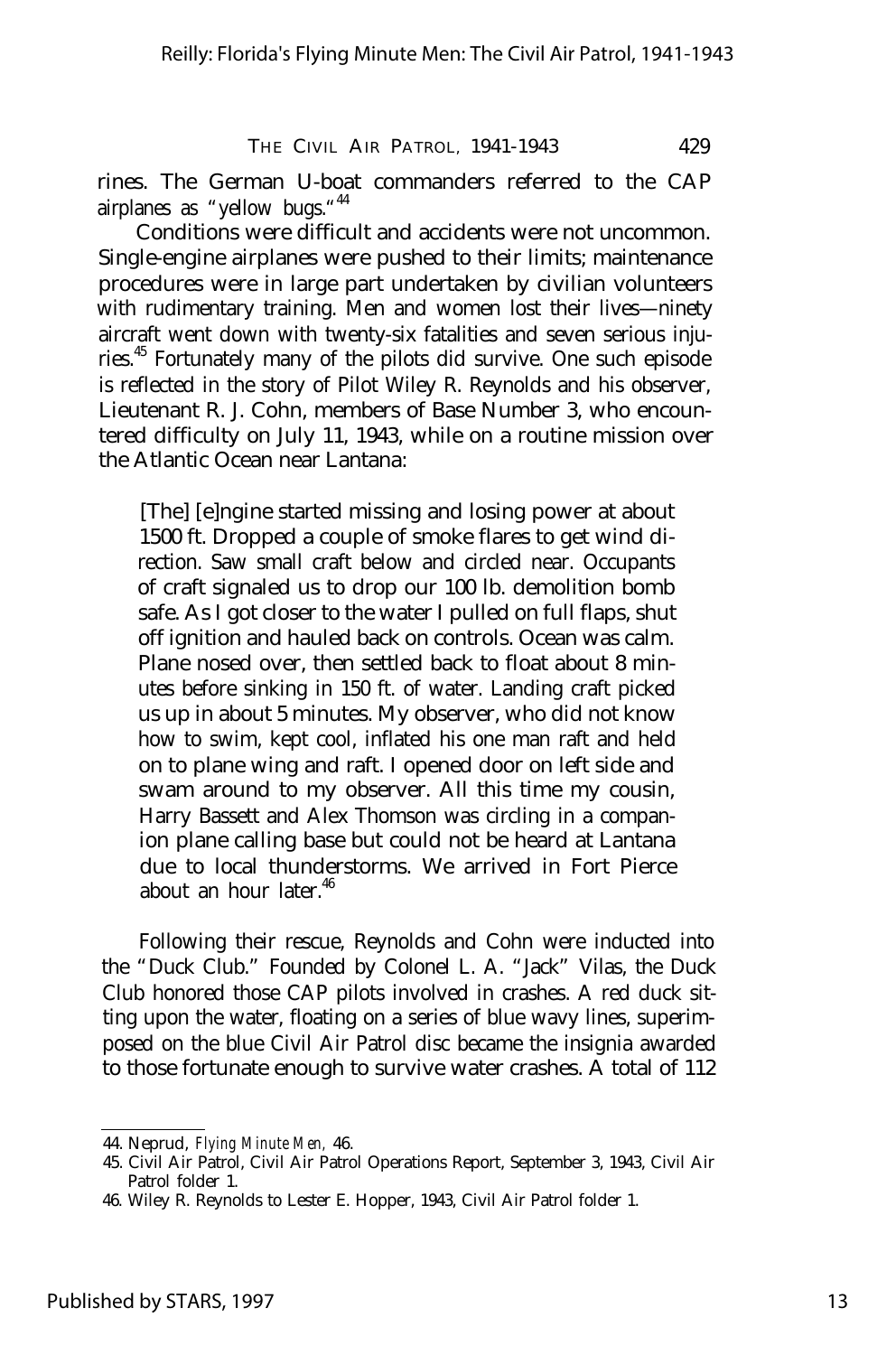rines. The German U-boat commanders referred to the CAP airplanes as "yellow bugs."[44]

Conditions were difficult and accidents were not uncommon. Single-engine airplanes were pushed to their limits; maintenance procedures were in large part undertaken by civilian volunteers with rudimentary training. Men and women lost their lives—ninety aircraft went down with twenty-six fatalities and seven serious injuries.[45] Fortunately many of the pilots did survive. One such episode is reflected in the story of Pilot Wiley R. Reynolds and his observer, Lieutenant R. J. Cohn, members of Base Number 3, who encountered difficulty on July 11, 1943, while on a routine mission over the Atlantic Ocean near Lantana:

> [The] [e]ngine started missing and losing power at about 1500 ft. Dropped a couple of smoke flares to get wind direction. Saw small craft below and circled near. Occupants of craft signaled us to drop our 100 lb. demolition bomb safe. As I got closer to the water I pulled on full flaps, shut off ignition and hauled back on controls. Ocean was calm. Plane nosed over, then settled back to float about 8 minutes before sinking in 150 ft. of water. Landing craft picked us up in about 5 minutes. My observer, who did not know how to swim, kept cool, inflated his one man raft and held on to plane wing and raft. I opened door on left side and swam around to my observer. All this time my cousin, Harry Bassett and Alex Thomson was circling in a companion plane calling base but could not be heard at Lantana due to local thunderstorms. We arrived in Fort Pierce about an hour later.[46]

Following their rescue, Reynolds and Cohn were inducted into the "Duck Club." Founded by Colonel L. A. "Jack" Vilas, the Duck Club honored those CAP pilots involved in crashes. A red duck sitting upon the water, floating on a series of blue wavy lines, superimposed on the blue Civil Air Patrol disc became the insignia awarded to those fortunate enough to survive water crashes. A total of 112

---

44. Neprud, *Flying Minute Men,* 46.

45. Civil Air Patrol, Civil Air Patrol Operations Report, September 3, 1943, Civil Air Patrol folder 1.

46. Wiley R. Reynolds to Lester E. Hopper, 1943, Civil Air Patrol folder 1.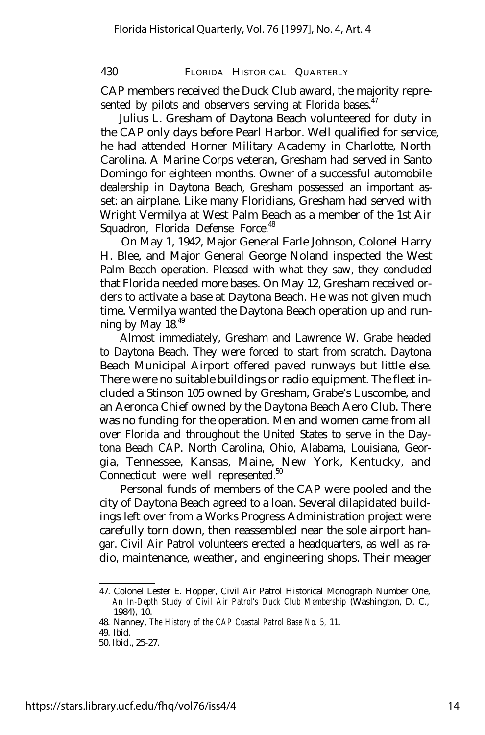CAP members received the Duck Club award, the majority represented by pilots and observers serving at Florida bases.[47]

Julius L. Gresham of Daytona Beach volunteered for duty in the CAP only days before Pearl Harbor. Well qualified for service, he had attended Horner Military Academy in Charlotte, North Carolina. A Marine Corps veteran, Gresham had served in Santo Domingo for eighteen months. Owner of a successful automobile dealership in Daytona Beach, Gresham possessed an important asset: an airplane. Like many Floridians, Gresham had served with Wright Vermilya at West Palm Beach as a member of the 1st Air Squadron, Florida Defense Force.[48]

On May 1, 1942, Major General Earle Johnson, Colonel Harry H. Blee, and Major General George Noland inspected the West Palm Beach operation. Pleased with what they saw, they concluded that Florida needed more bases. On May 12, Gresham received orders to activate a base at Daytona Beach. He was not given much time. Vermilya wanted the Daytona Beach operation up and running by May 18.[49]

Almost immediately, Gresham and Lawrence W. Grabe headed to Daytona Beach. They were forced to start from scratch. Daytona Beach Municipal Airport offered paved runways but little else. There were no suitable buildings or radio equipment. The fleet included a Stinson 105 owned by Gresham, Grabe's Luscombe, and an Aeronca Chief owned by the Daytona Beach Aero Club. There was no funding for the operation. Men and women came from all over Florida and throughout the United States to serve in the Daytona Beach CAP. North Carolina, Ohio, Alabama, Louisiana, Georgia, Tennessee, Kansas, Maine, New York, Kentucky, and Connecticut were well represented.[50]

Personal funds of members of the CAP were pooled and the city of Daytona Beach agreed to a loan. Several dilapidated buildings left over from a Works Progress Administration project were carefully torn down, then reassembled near the sole airport hangar. Civil Air Patrol volunteers erected a headquarters, as well as radio, maintenance, weather, and engineering shops. Their meager

---

47. Colonel Lester E. Hopper, Civil Air Patrol Historical Monograph Number One, *An In-Depth Study of Civil Air Patrol's Duck Club Membership* (Washington, D. C., 1984), 10.

48. Nanney, *The History of the CAP Coastal Patrol Base No. 5,* 11.

49. Ibid.

50. Ibid., 25-27.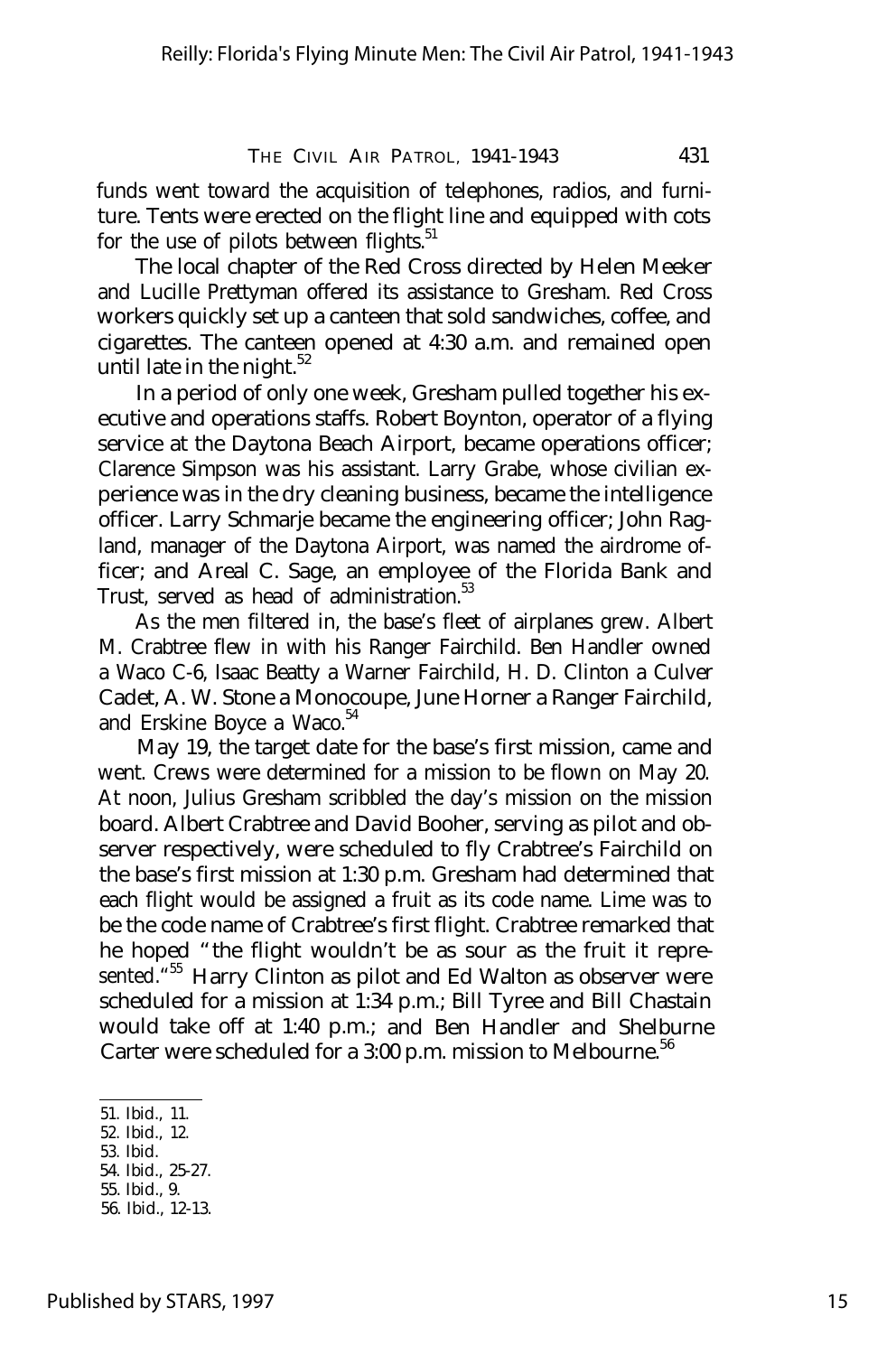funds went toward the acquisition of telephones, radios, and furniture. Tents were erected on the flight line and equipped with cots for the use of pilots between flights.[51]

The local chapter of the Red Cross directed by Helen Meeker and Lucille Prettyman offered its assistance to Gresham. Red Cross workers quickly set up a canteen that sold sandwiches, coffee, and cigarettes. The canteen opened at 4:30 a.m. and remained open until late in the night.[52]

In a period of only one week, Gresham pulled together his executive and operations staffs. Robert Boynton, operator of a flying service at the Daytona Beach Airport, became operations officer; Clarence Simpson was his assistant. Larry Grabe, whose civilian experience was in the dry cleaning business, became the intelligence officer. Larry Schmarje became the engineering officer; John Ragland, manager of the Daytona Airport, was named the airdrome officer; and Areal C. Sage, an employee of the Florida Bank and Trust, served as head of administration.[53]

As the men filtered in, the base's fleet of airplanes grew. Albert M. Crabtree flew in with his Ranger Fairchild. Ben Handler owned a Waco C-6, Isaac Beatty a Warner Fairchild, H. D. Clinton a Culver Cadet, A. W. Stone a Monocoupe, June Horner a Ranger Fairchild, and Erskine Boyce a Waco.[54]

May 19, the target date for the base's first mission, came and went. Crews were determined for a mission to be flown on May 20. At noon, Julius Gresham scribbled the day's mission on the mission board. Albert Crabtree and David Booher, serving as pilot and observer respectively, were scheduled to fly Crabtree's Fairchild on the base's first mission at 1:30 p.m. Gresham had determined that each flight would be assigned a fruit as its code name. Lime was to be the code name of Crabtree's first flight. Crabtree remarked that he hoped "the flight wouldn't be as sour as the fruit it represented."[55] Harry Clinton as pilot and Ed Walton as observer were scheduled for a mission at 1:34 p.m.; Bill Tyree and Bill Chastain would take off at 1:40 p.m.; and Ben Handler and Shelburne Carter were scheduled for a 3:00 p.m. mission to Melbourne.[56]

51. Ibid., 11.
52. Ibid., 12.
53. Ibid.
54. Ibid., 25-27.
55. Ibid., 9.
56. Ibid., 12-13.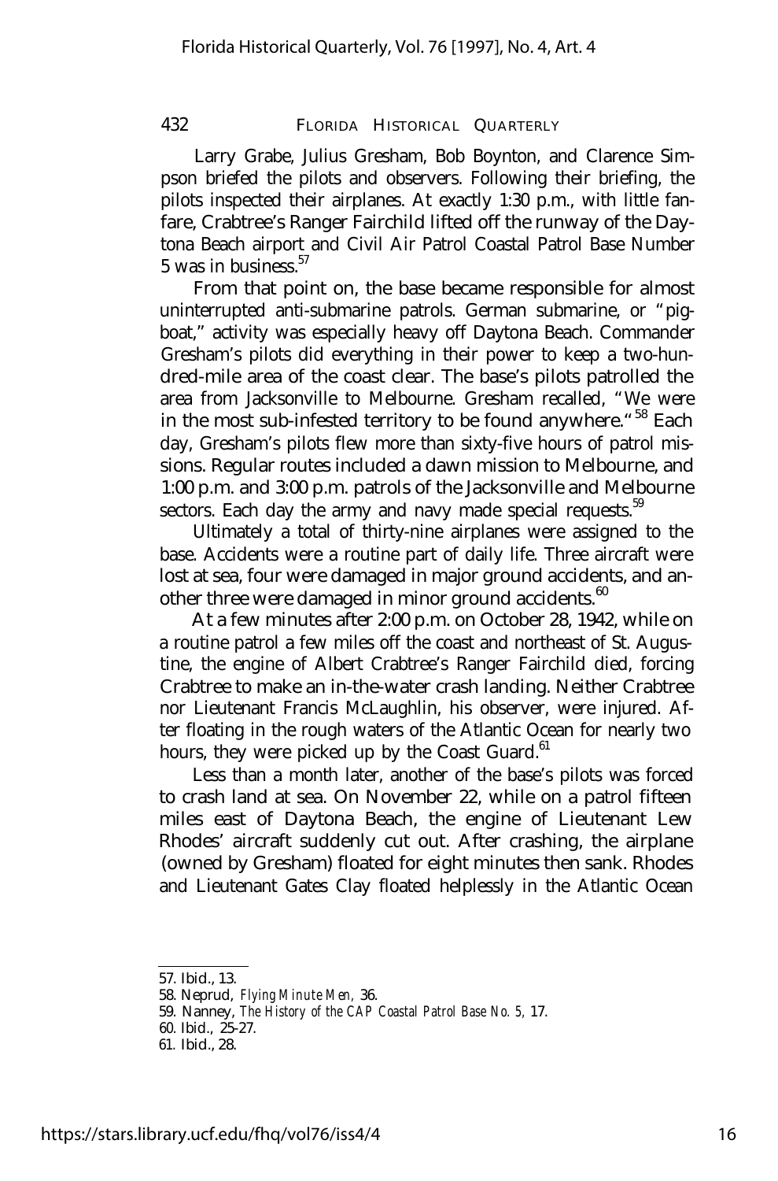Larry Grabe, Julius Gresham, Bob Boynton, and Clarence Simpson briefed the pilots and observers. Following their briefing, the pilots inspected their airplanes. At exactly 1:30 p.m., with little fanfare, Crabtree's Ranger Fairchild lifted off the runway of the Daytona Beach airport and Civil Air Patrol Coastal Patrol Base Number 5 was in business.[57]

From that point on, the base became responsible for almost uninterrupted anti-submarine patrols. German submarine, or "pigboat," activity was especially heavy off Daytona Beach. Commander Gresham's pilots did everything in their power to keep a two-hundred-mile area of the coast clear. The base's pilots patrolled the area from Jacksonville to Melbourne. Gresham recalled, "We were in the most sub-infested territory to be found anywhere."[58] Each day, Gresham's pilots flew more than sixty-five hours of patrol missions. Regular routes included a dawn mission to Melbourne, and 1:00 p.m. and 3:00 p.m. patrols of the Jacksonville and Melbourne sectors. Each day the army and navy made special requests.[59]

Ultimately a total of thirty-nine airplanes were assigned to the base. Accidents were a routine part of daily life. Three aircraft were lost at sea, four were damaged in major ground accidents, and another three were damaged in minor ground accidents.[60]

At a few minutes after 2:00 p.m. on October 28, 1942, while on a routine patrol a few miles off the coast and northeast of St. Augustine, the engine of Albert Crabtree's Ranger Fairchild died, forcing Crabtree to make an in-the-water crash landing. Neither Crabtree nor Lieutenant Francis McLaughlin, his observer, were injured. After floating in the rough waters of the Atlantic Ocean for nearly two hours, they were picked up by the Coast Guard.[61]

Less than a month later, another of the base's pilots was forced to crash land at sea. On November 22, while on a patrol fifteen miles east of Daytona Beach, the engine of Lieutenant Lew Rhodes' aircraft suddenly cut out. After crashing, the airplane (owned by Gresham) floated for eight minutes then sank. Rhodes and Lieutenant Gates Clay floated helplessly in the Atlantic Ocean

---

57. Ibid., 13.
58. Neprud, *Flying Minute Men,* 36.
59. Nanney, *The History of the CAP Coastal Patrol Base No. 5,* 17.
60. Ibid., 25-27.
61. Ibid., 28.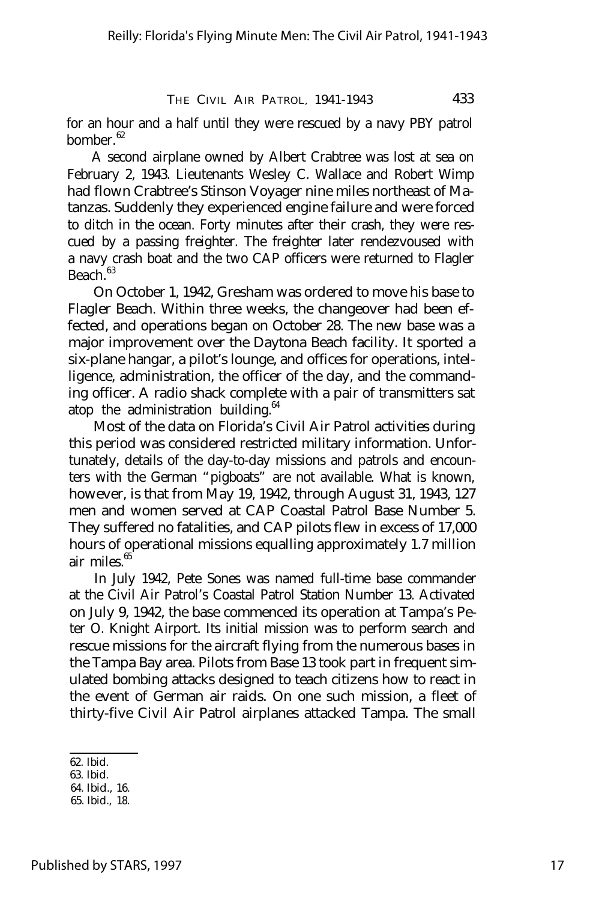for an hour and a half until they were rescued by a navy PBY patrol bomber.[62]

A second airplane owned by Albert Crabtree was lost at sea on February 2, 1943. Lieutenants Wesley C. Wallace and Robert Wimp had flown Crabtree's Stinson Voyager nine miles northeast of Matanzas. Suddenly they experienced engine failure and were forced to ditch in the ocean. Forty minutes after their crash, they were rescued by a passing freighter. The freighter later rendezvoused with a navy crash boat and the two CAP officers were returned to Flagler Beach.[63]

On October 1, 1942, Gresham was ordered to move his base to Flagler Beach. Within three weeks, the changeover had been effected, and operations began on October 28. The new base was a major improvement over the Daytona Beach facility. It sported a six-plane hangar, a pilot's lounge, and offices for operations, intelligence, administration, the officer of the day, and the commanding officer. A radio shack complete with a pair of transmitters sat atop the administration building.[64]

Most of the data on Florida's Civil Air Patrol activities during this period was considered restricted military information. Unfortunately, details of the day-to-day missions and patrols and encounters with the German "pigboats" are not available. What is known, however, is that from May 19, 1942, through August 31, 1943, 127 men and women served at CAP Coastal Patrol Base Number 5. They suffered no fatalities, and CAP pilots flew in excess of 17,000 hours of operational missions equalling approximately 1.7 million air miles.[65]

In July 1942, Pete Sones was named full-time base commander at the Civil Air Patrol's Coastal Patrol Station Number 13. Activated on July 9, 1942, the base commenced its operation at Tampa's Peter O. Knight Airport. Its initial mission was to perform search and rescue missions for the aircraft flying from the numerous bases in the Tampa Bay area. Pilots from Base 13 took part in frequent simulated bombing attacks designed to teach citizens how to react in the event of German air raids. On one such mission, a fleet of thirty-five Civil Air Patrol airplanes attacked Tampa. The small

62. Ibid.

63. Ibid.

64. Ibid., 16.

65. Ibid., 18.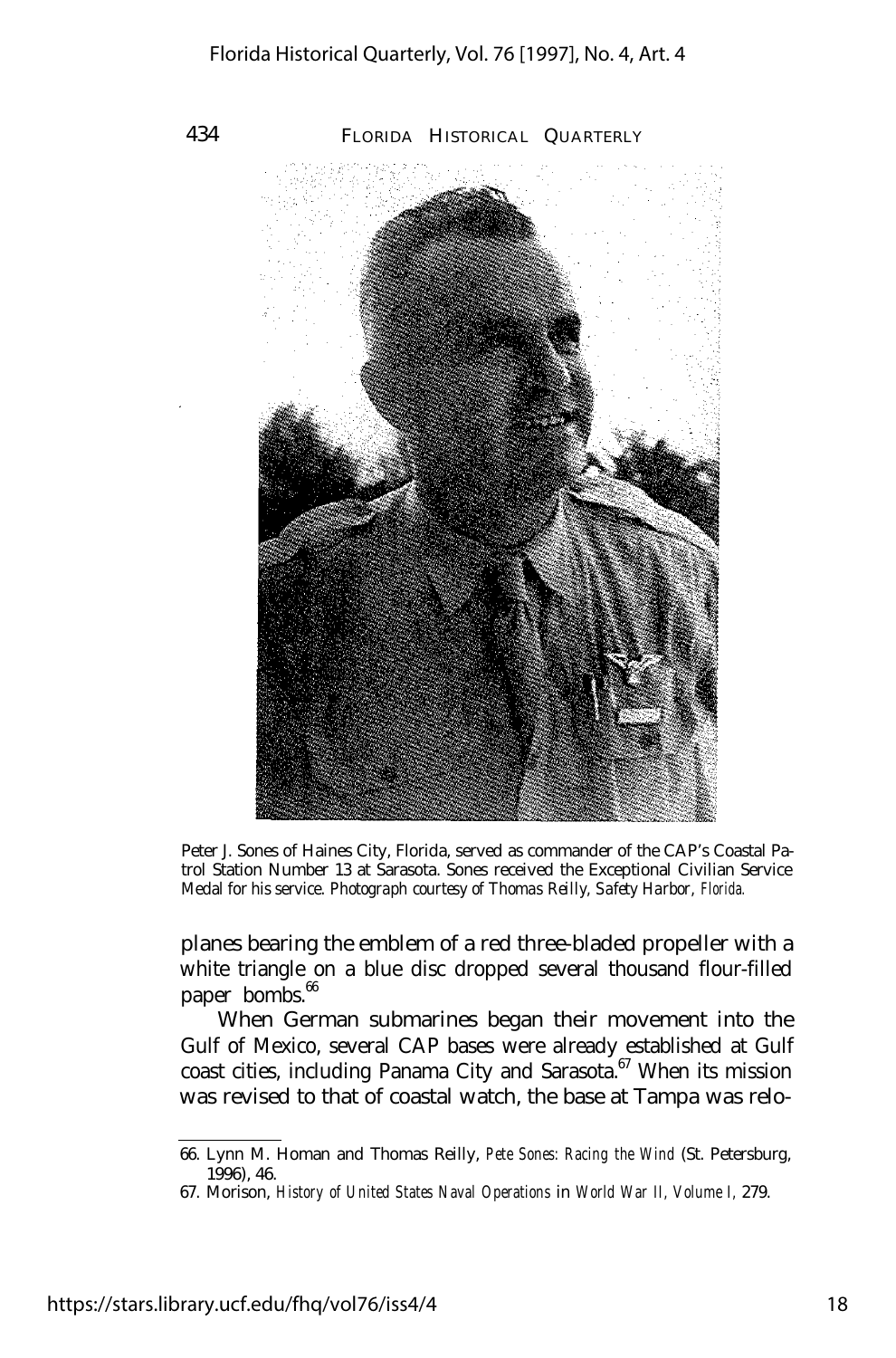Peter J. Sones of Haines City, Florida, served as commander of the CAP's Coastal Patrol Station Number 13 at Sarasota. Sones received the Exceptional Civilian Service Medal for his service. *Photograph courtesy of Thomas Reilly, Safety Harbor, Florida.*

planes bearing the emblem of a red three-bladed propeller with a white triangle on a blue disc dropped several thousand flour-filled paper bombs.[66]

When German submarines began their movement into the Gulf of Mexico, several CAP bases were already established at Gulf coast cities, including Panama City and Sarasota.[67] When its mission was revised to that of coastal watch, the base at Tampa was relo-

---

66. Lynn M. Homan and Thomas Reilly, *Pete Sones: Racing the Wind* (St. Petersburg, 1996), 46.

67. Morison, *History of United States Naval Operations in World War II, Volume I,* 279.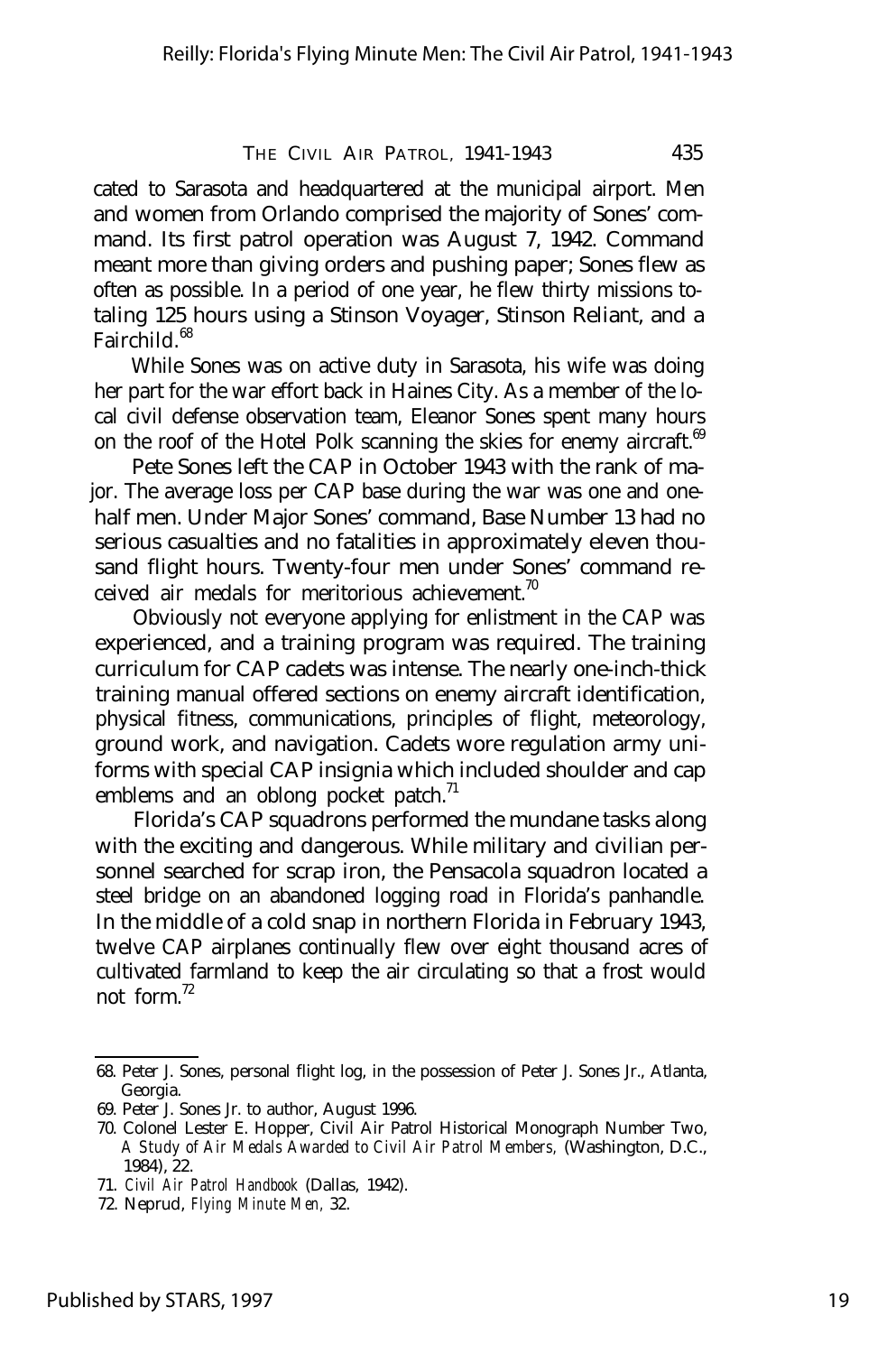cated to Sarasota and headquartered at the municipal airport. Men and women from Orlando comprised the majority of Sones' command. Its first patrol operation was August 7, 1942. Command meant more than giving orders and pushing paper; Sones flew as often as possible. In a period of one year, he flew thirty missions totaling 125 hours using a Stinson Voyager, Stinson Reliant, and a Fairchild.[68]

While Sones was on active duty in Sarasota, his wife was doing her part for the war effort back in Haines City. As a member of the local civil defense observation team, Eleanor Sones spent many hours on the roof of the Hotel Polk scanning the skies for enemy aircraft.[69]

Pete Sones left the CAP in October 1943 with the rank of major. The average loss per CAP base during the war was one and one-half men. Under Major Sones' command, Base Number 13 had no serious casualties and no fatalities in approximately eleven thousand flight hours. Twenty-four men under Sones' command received air medals for meritorious achievement.[70]

Obviously not everyone applying for enlistment in the CAP was experienced, and a training program was required. The training curriculum for CAP cadets was intense. The nearly one-inch-thick training manual offered sections on enemy aircraft identification, physical fitness, communications, principles of flight, meteorology, ground work, and navigation. Cadets wore regulation army uniforms with special CAP insignia which included shoulder and cap emblems and an oblong pocket patch.[71]

Florida's CAP squadrons performed the mundane tasks along with the exciting and dangerous. While military and civilian personnel searched for scrap iron, the Pensacola squadron located a steel bridge on an abandoned logging road in Florida's panhandle. In the middle of a cold snap in northern Florida in February 1943, twelve CAP airplanes continually flew over eight thousand acres of cultivated farmland to keep the air circulating so that a frost would not form.[72]

---

68. Peter J. Sones, personal flight log, in the possession of Peter J. Sones Jr., Atlanta, Georgia.
69. Peter J. Sones Jr. to author, August 1996.
70. Colonel Lester E. Hopper, Civil Air Patrol Historical Monograph Number Two, *A Study of Air Medals Awarded to Civil Air Patrol Members,* (Washington, D.C., 1984), 22.
71. *Civil Air Patrol Handbook* (Dallas, 1942).
72. Neprud, *Flying Minute Men,* 32.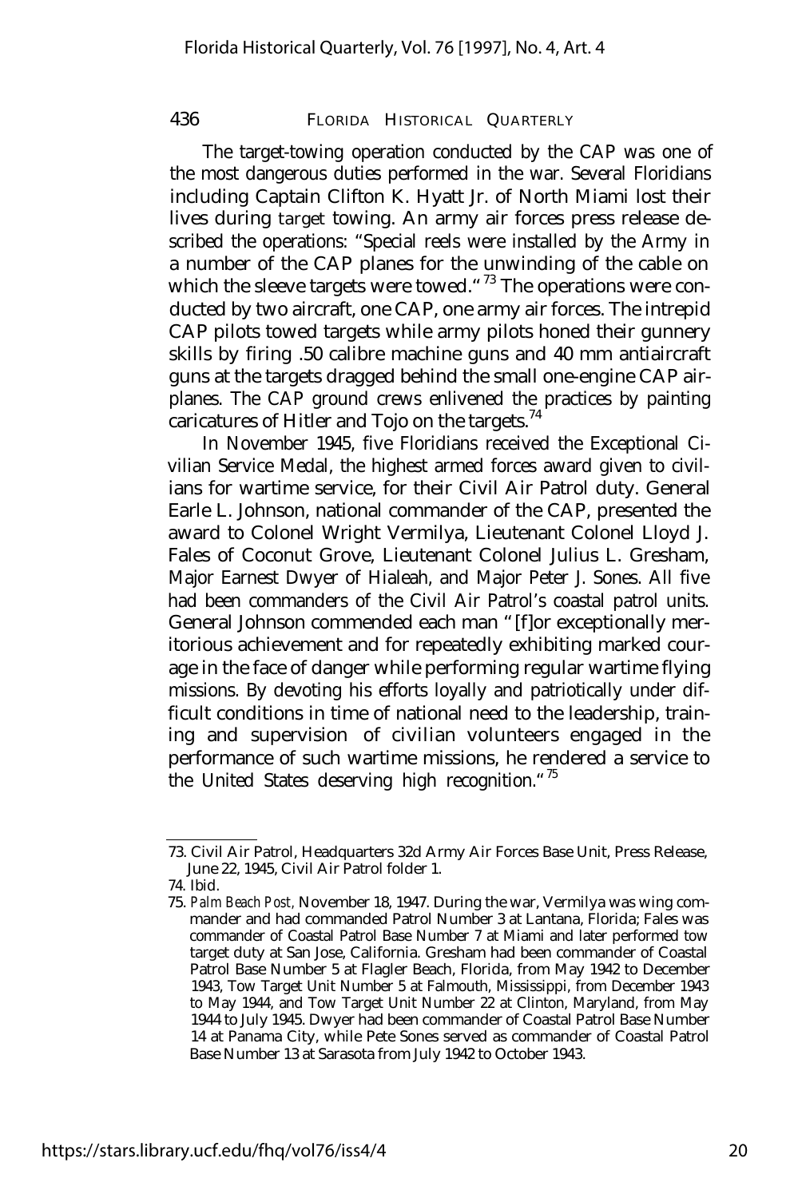The target-towing operation conducted by the CAP was one of the most dangerous duties performed in the war. Several Floridians including Captain Clifton K. Hyatt Jr. of North Miami lost their lives during target towing. An army air forces press release described the operations: "Special reels were installed by the Army in a number of the CAP planes for the unwinding of the cable on which the sleeve targets were towed."[73] The operations were conducted by two aircraft, one CAP, one army air forces. The intrepid CAP pilots towed targets while army pilots honed their gunnery skills by firing .50 calibre machine guns and 40 mm antiaircraft guns at the targets dragged behind the small one-engine CAP airplanes. The CAP ground crews enlivened the practices by painting caricatures of Hitler and Tojo on the targets.[74]

In November 1945, five Floridians received the Exceptional Civilian Service Medal, the highest armed forces award given to civilians for wartime service, for their Civil Air Patrol duty. General Earle L. Johnson, national commander of the CAP, presented the award to Colonel Wright Vermilya, Lieutenant Colonel Lloyd J. Fales of Coconut Grove, Lieutenant Colonel Julius L. Gresham, Major Earnest Dwyer of Hialeah, and Major Peter J. Sones. All five had been commanders of the Civil Air Patrol's coastal patrol units. General Johnson commended each man "[f]or exceptionally meritorious achievement and for repeatedly exhibiting marked courage in the face of danger while performing regular wartime flying missions. By devoting his efforts loyally and patriotically under difficult conditions in time of national need to the leadership, training and supervision of civilian volunteers engaged in the performance of such wartime missions, he rendered a service to the United States deserving high recognition."[75]

---

73. Civil Air Patrol, Headquarters 32d Army Air Forces Base Unit, Press Release, June 22, 1945, Civil Air Patrol folder 1.

74. Ibid.

75. *Palm Beach Post*, November 18, 1947. During the war, Vermilya was wing commander and had commanded Patrol Number 3 at Lantana, Florida; Fales was commander of Coastal Patrol Base Number 7 at Miami and later performed tow target duty at San Jose, California. Gresham had been commander of Coastal Patrol Base Number 5 at Flagler Beach, Florida, from May 1942 to December 1943, Tow Target Unit Number 5 at Falmouth, Mississippi, from December 1943 to May 1944, and Tow Target Unit Number 22 at Clinton, Maryland, from May 1944 to July 1945. Dwyer had been commander of Coastal Patrol Base Number 14 at Panama City, while Pete Sones served as commander of Coastal Patrol Base Number 13 at Sarasota from July 1942 to October 1943.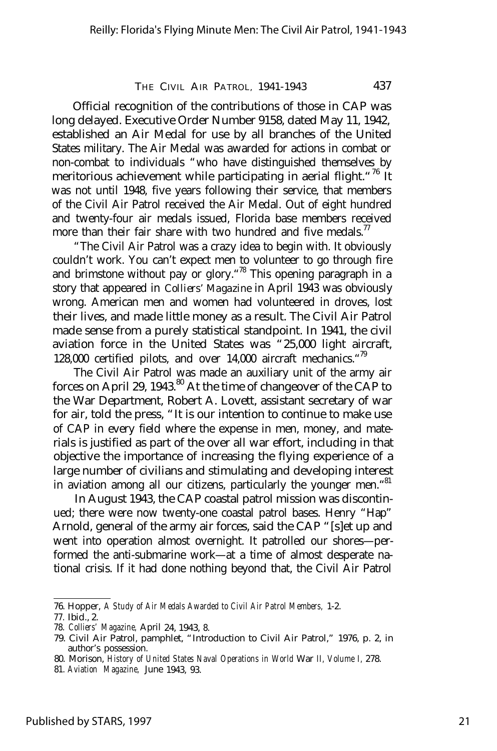Official recognition of the contributions of those in CAP was long delayed. Executive Order Number 9158, dated May 11, 1942, established an Air Medal for use by all branches of the United States military. The Air Medal was awarded for actions in combat or non-combat to individuals "who have distinguished themselves by meritorious achievement while participating in aerial flight."[76] It was not until 1948, five years following their service, that members of the Civil Air Patrol received the Air Medal. Out of eight hundred and twenty-four air medals issued, Florida base members received more than their fair share with two hundred and five medals.[77]

"The Civil Air Patrol was a crazy idea to begin with. It obviously couldn't work. You can't expect men to volunteer to go through fire and brimstone without pay or glory."[78] This opening paragraph in a story that appeared in *Colliers' Magazine* in April 1943 was obviously wrong. American men and women had volunteered in droves, lost their lives, and made little money as a result. The Civil Air Patrol made sense from a purely statistical standpoint. In 1941, the civil aviation force in the United States was "25,000 light aircraft, 128,000 certified pilots, and over 14,000 aircraft mechanics."[79]

The Civil Air Patrol was made an auxiliary unit of the army air forces on April 29, 1943.[80] At the time of changeover of the CAP to the War Department, Robert A. Lovett, assistant secretary of war for air, told the press, "It is our intention to continue to make use of CAP in every field where the expense in men, money, and materials is justified as part of the over all war effort, including in that objective the importance of increasing the flying experience of a large number of civilians and stimulating and developing interest in aviation among all our citizens, particularly the younger men."[81]

In August 1943, the CAP coastal patrol mission was discontinued; there were now twenty-one coastal patrol bases. Henry "Hap" Arnold, general of the army air forces, said the CAP "[s]et up and went into operation almost overnight. It patrolled our shores—performed the anti-submarine work—at a time of almost desperate national crisis. If it had done nothing beyond that, the Civil Air Patrol

---

76. Hopper, *A Study of Air Medals Awarded to Civil Air Patrol Members,* 1-2.
77. Ibid., 2.
78. *Colliers' Magazine,* April 24, 1943, 8.
79. Civil Air Patrol, pamphlet, "Introduction to Civil Air Patrol," 1976, p. 2, in author's possession.
80. Morison, *History of United States Naval Operations in World War II, Volume I,* 278.
81. *Aviation Magazine,* June 1943, 93.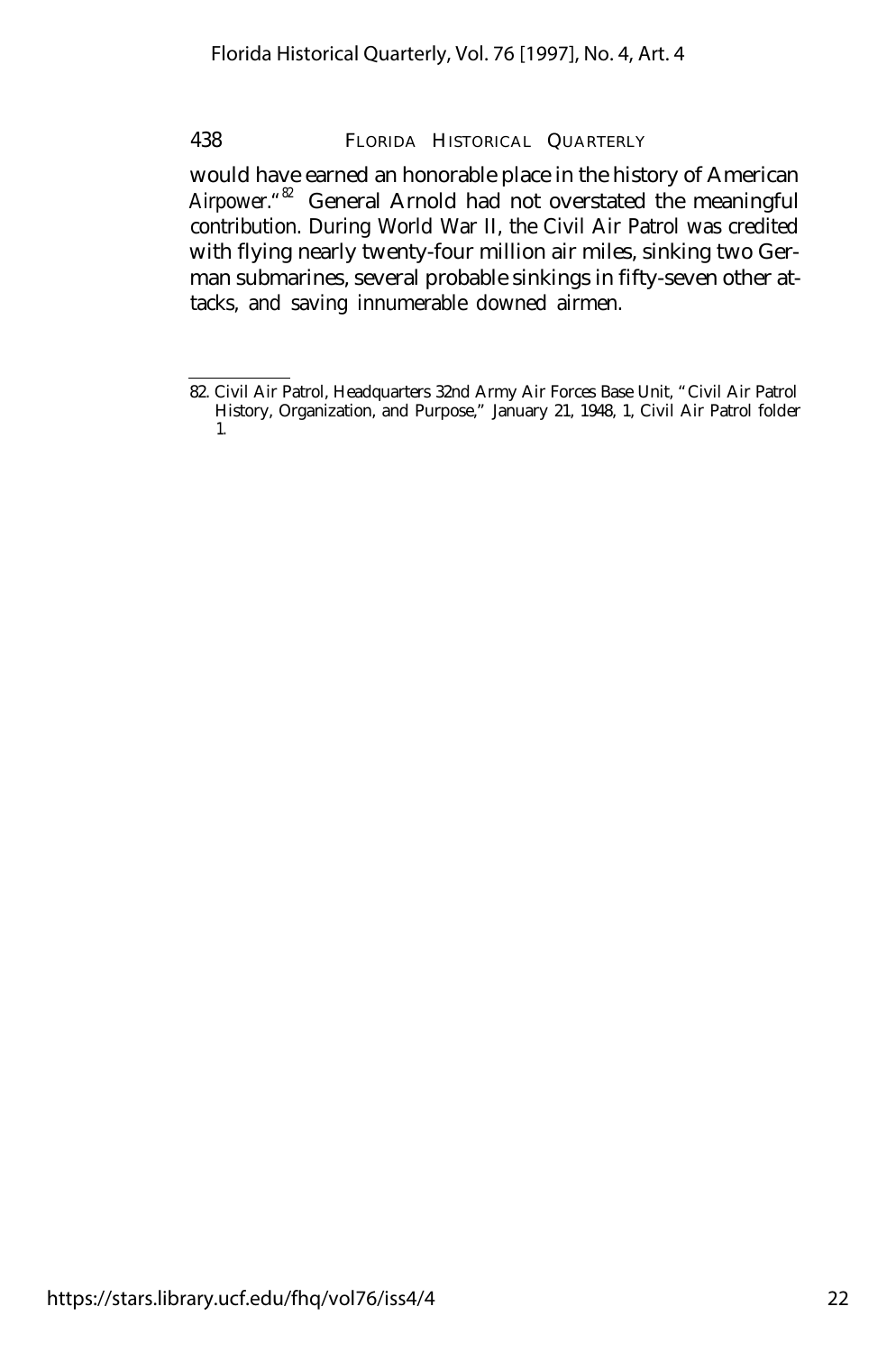would have earned an honorable place in the history of American Airpower."[82] General Arnold had not overstated the meaningful contribution. During World War II, the Civil Air Patrol was credited with flying nearly twenty-four million air miles, sinking two German submarines, several probable sinkings in fifty-seven other attacks, and saving innumerable downed airmen.

---

82. Civil Air Patrol, Headquarters 32nd Army Air Forces Base Unit, "Civil Air Patrol History, Organization, and Purpose," January 21, 1948, 1, Civil Air Patrol folder 1.